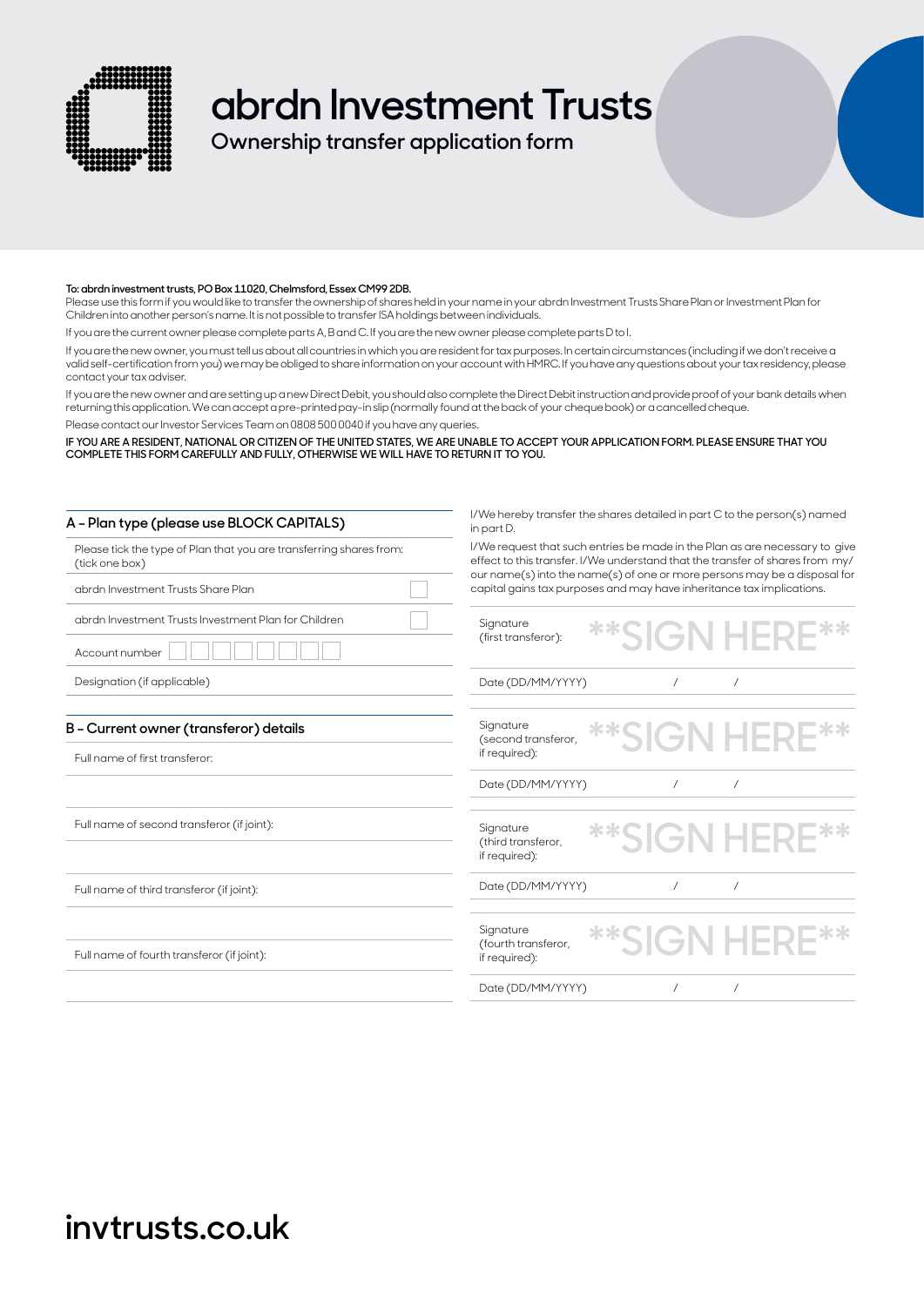# abrdn Investment Trusts

## Ownership transfer application form

**To: abrdn investment trusts, PO Box 11020, Chelmsford, Essex CM99 2DB.**

Please use this form if you would like to transfer the ownership of shares held in your name in your abrdn Investment Trusts Share Plan or Investment Plan for Children into another person's name. It is not possible to transfer ISA holdings between individuals.

If you are the current owner please complete parts A, B and C. If you are the new owner please complete parts D to I.

If you are the new owner, you must tell us about all countries in which you are resident for tax purposes. In certain circumstances (including if we don't receive a valid self-certification from you) we may be obliged to share information on your account with HMRC. If you have any questions about your tax residency, please contact your tax adviser.

If you are the new owner and are setting up a new Direct Debit, you should also complete the Direct Debit instruction and provide proof of your bank details when returning this application. We can accept a pre-printed pay-in slip (normally found at the back of your cheque book) or a cancelled cheque.

Please contact our Investor Services Team on 0808 500 0040 if you have any queries.

**IF YOU ARE A RESIDENT, NATIONAL OR CITIZEN OF THE UNITED STATES, WE ARE UNABLE TO ACCEPT YOUR APPLICATION FORM. PLEASE ENSURE THAT YOU COMPLETE THIS FORM CAREFULLY AND FULLY, OTHERWISE WE WILL HAVE TO RETURN IT TO YOU.**

### A – Plan type (please use BLOCK CAPITALS)

Please tick the type of Plan that you are transferring shares from: (tick one box)

- ☐ abrdn Investment Trusts Share Plan
- ☐ abrdn Investment Trusts Investment Plan for Children

Account number ☐☐☐☐☐☐☐☐

Designation (if applicable)

### B – Current owner (transferor) details

Full name of first transferor:

Full name of second transferor (if joint):

Full name of third transferor (if joint):

Full name of fourth transferor (if joint):

I/We hereby transfer the shares detailed in part C to the person(s) named in part D.

I/We request that such entries be made in the Plan as are necessary to give effect to this transfer. I/We understand that the transfer of shares from my/our name(s) into the name(s) of one or more persons may be a disposal for capital gains tax purposes and may have inheritance tax implications.

Signature (first transferor): **SIGN HERE**

Date (DD/MM/YYYY) / /

Signature (second transferor, if required): **SIGN HERE**

Date (DD/MM/YYYY) / /

Signature (third transferor, if required): **SIGN HERE**

Date (DD/MM/YYYY) / /

Signature (fourth transferor, if required): **SIGN HERE**

Date (DD/MM/YYYY) / /

invtrusts.co.uk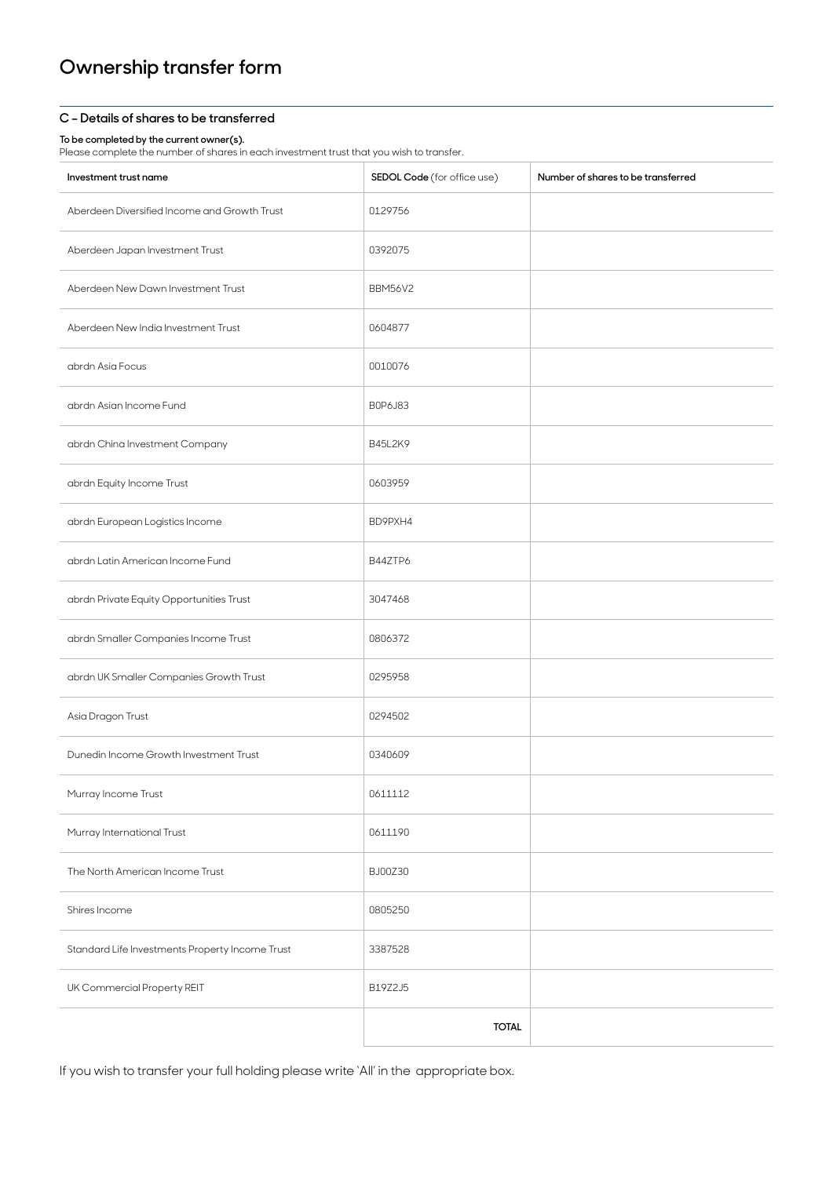# Ownership transfer form

## C – Details of shares to be transferred

**To be completed by the current owner(s).**
Please complete the number of shares in each investment trust that you wish to transfer.

| Investment trust name | SEDOL Code (for office use) | Number of shares to be transferred |
|---|---|---|
| Aberdeen Diversified Income and Growth Trust | 0129756 | |
| Aberdeen Japan Investment Trust | 0392075 | |
| Aberdeen New Dawn Investment Trust | BBM56V2 | |
| Aberdeen New India Investment Trust | 0604877 | |
| abrdn Asia Focus | 0010076 | |
| abrdn Asian Income Fund | B0P6J83 | |
| abrdn China Investment Company | B45L2K9 | |
| abrdn Equity Income Trust | 0603959 | |
| abrdn European Logistics Income | BD9PXH4 | |
| abrdn Latin American Income Fund | B44ZTP6 | |
| abrdn Private Equity Opportunities Trust | 3047468 | |
| abrdn Smaller Companies Income Trust | 0806372 | |
| abrdn UK Smaller Companies Growth Trust | 0295958 | |
| Asia Dragon Trust | 0294502 | |
| Dunedin Income Growth Investment Trust | 0340609 | |
| Murray Income Trust | 0611112 | |
| Murray International Trust | 0611190 | |
| The North American Income Trust | BJ00Z30 | |
| Shires Income | 0805250 | |
| Standard Life Investments Property Income Trust | 3387528 | |
| UK Commercial Property REIT | B19Z2J5 | |
| | **TOTAL** | |

If you wish to transfer your full holding please write 'All' in the appropriate box.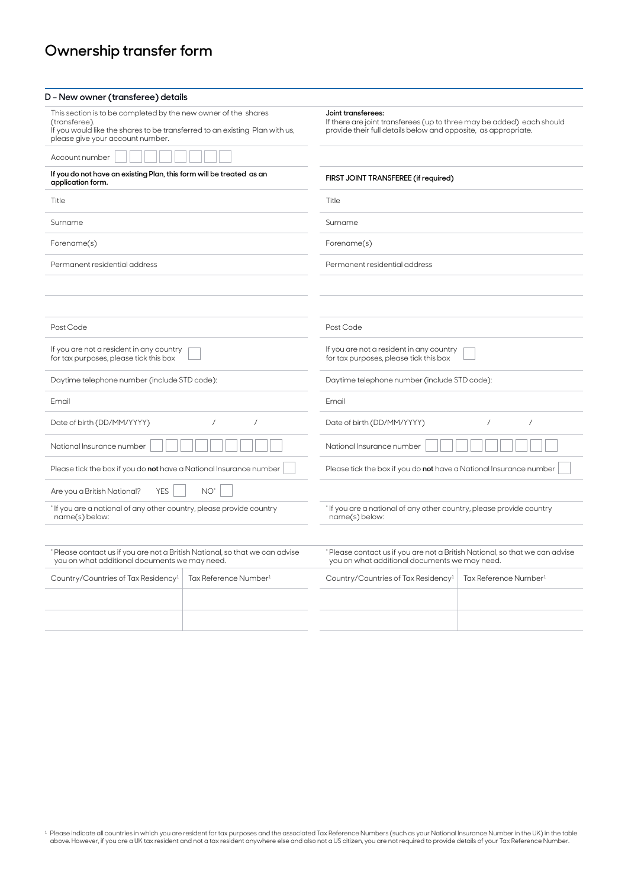# Ownership transfer form

## D – New owner (transferee) details

This section is to be completed by the new owner of the shares (transferee).
If you would like the shares to be transferred to an existing Plan with us, please give your account number.

Account number

**If you do not have an existing Plan, this form will be treated as an application form.**

Title

Surname

Forename(s)

Permanent residential address

Post Code

If you are not a resident in any country for tax purposes, please tick this box

Daytime telephone number (include STD code):

Email

Date of birth (DD/MM/YYYY) / /

National Insurance number

Please tick the box if you do **not** have a National Insurance number

Are you a British National? YES NO*

* If you are a national of any other country, please provide country name(s) below:

* Please contact us if you are not a British National, so that we can advise you on what additional documents we may need.

| Country/Countries of Tax Residency[1] | Tax Reference Number[1] |
| --- | --- |
| | |
| | |

**Joint transferees:**
If there are joint transferees (up to three may be added) each should provide their full details below and opposite, as appropriate.

**FIRST JOINT TRANSFEREE (if required)**

Title

Surname

Forename(s)

Permanent residential address

Post Code

If you are not a resident in any country for tax purposes, please tick this box

Daytime telephone number (include STD code):

Email

Date of birth (DD/MM/YYYY) / /

National Insurance number

Please tick the box if you do **not** have a National Insurance number

* If you are a national of any other country, please provide country name(s) below:

* Please contact us if you are not a British National, so that we can advise you on what additional documents we may need.

| Country/Countries of Tax Residency[1] | Tax Reference Number[1] |
| --- | --- |
| | |
| | |

[1] Please indicate all countries in which you are resident for tax purposes and the associated Tax Reference Numbers (such as your National Insurance Number in the UK) in the table above. However, if you are a UK tax resident and not a tax resident anywhere else and also not a US citizen, you are not required to provide details of your Tax Reference Number.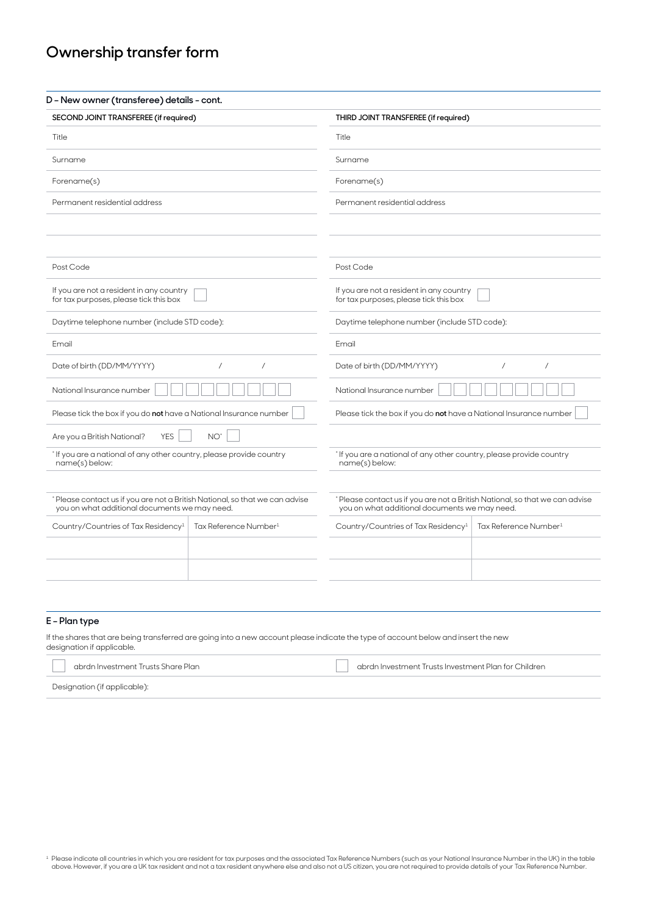# Ownership transfer form

## D – New owner (transferee) details – cont.

| SECOND JOINT TRANSFEREE (if required) | THIRD JOINT TRANSFEREE (if required) |
|---|---|
| Title | Title |
| Surname | Surname |
| Forename(s) | Forename(s) |
| Permanent residential address | Permanent residential address |
| | |
| | |
| Post Code | Post Code |
| If you are not a resident in any country for tax purposes, please tick this box ☐ | If you are not a resident in any country for tax purposes, please tick this box ☐ |
| Daytime telephone number (include STD code): | Daytime telephone number (include STD code): |
| Email | Email |
| Date of birth (DD/MM/YYYY) / / | Date of birth (DD/MM/YYYY) / / |
| National Insurance number ☐☐☐☐☐☐☐☐☐ | National Insurance number ☐☐☐☐☐☐☐☐☐ |
| Please tick the box if you do **not** have a National Insurance number ☐ | Please tick the box if you do **not** have a National Insurance number ☐ |
| Are you a British National? YES ☐ NO* ☐ | |
| *If you are a national of any other country, please provide country name(s) below: | *If you are a national of any other country, please provide country name(s) below: |
| | |
| *Please contact us if you are not a British National, so that we can advise you on what additional documents we may need. | *Please contact us if you are not a British National, so that we can advise you on what additional documents we may need. |

| Country/Countries of Tax Residency[1] | Tax Reference Number[1] | Country/Countries of Tax Residency[1] | Tax Reference Number[1] |
|---|---|---|---|
| | | | |
| | | | |

## E – Plan type

If the shares that are being transferred are going into a new account please indicate the type of account below and insert the new designation if applicable.

☐ abrdn Investment Trusts Share Plan ☐ abrdn Investment Trusts Investment Plan for Children

Designation (if applicable):

[1] Please indicate all countries in which you are resident for tax purposes and the associated Tax Reference Numbers (such as your National Insurance Number in the UK) in the table above. However, if you are a UK tax resident and not a tax resident anywhere else and also not a US citizen, you are not required to provide details of your Tax Reference Number.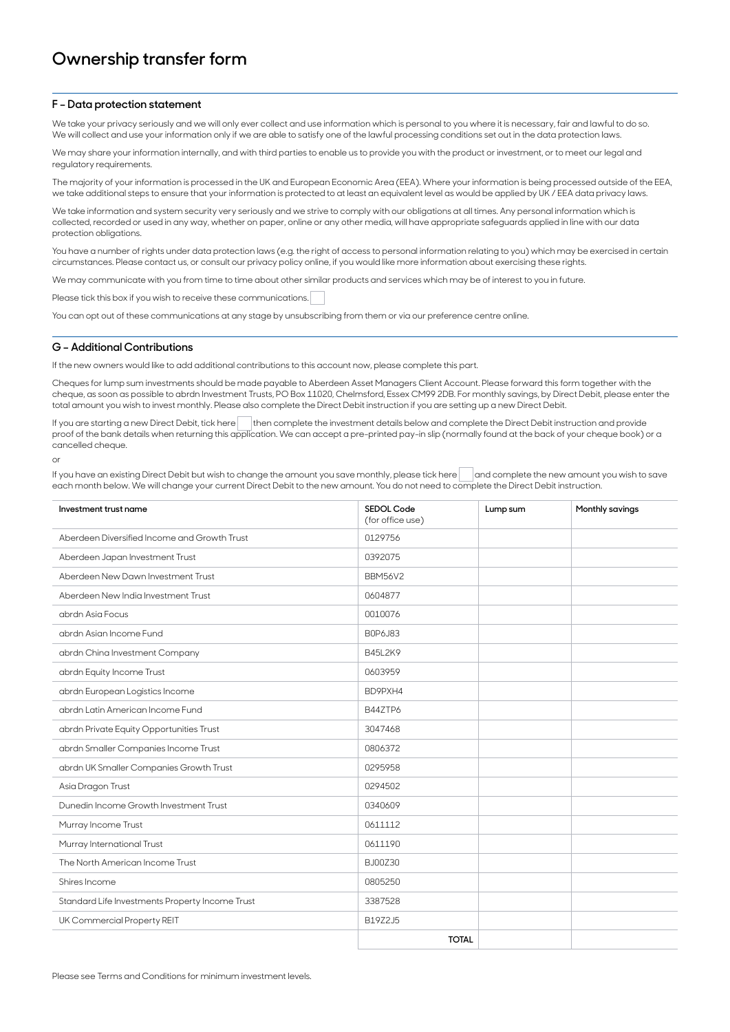# Ownership transfer form

## F – Data protection statement

We take your privacy seriously and we will only ever collect and use information which is personal to you where it is necessary, fair and lawful to do so. We will collect and use your information only if we are able to satisfy one of the lawful processing conditions set out in the data protection laws.

We may share your information internally, and with third parties to enable us to provide you with the product or investment, or to meet our legal and regulatory requirements.

The majority of your information is processed in the UK and European Economic Area (EEA). Where your information is being processed outside of the EEA, we take additional steps to ensure that your information is protected to at least an equivalent level as would be applied by UK / EEA data privacy laws.

We take information and system security very seriously and we strive to comply with our obligations at all times. Any personal information which is collected, recorded or used in any way, whether on paper, online or any other media, will have appropriate safeguards applied in line with our data protection obligations.

You have a number of rights under data protection laws (e.g. the right of access to personal information relating to you) which may be exercised in certain circumstances. Please contact us, or consult our privacy policy online, if you would like more information about exercising these rights.

We may communicate with you from time to time about other similar products and services which may be of interest to you in future.

Please tick this box if you wish to receive these communications. ☐

You can opt out of these communications at any stage by unsubscribing from them or via our preference centre online.

## G – Additional Contributions

If the new owners would like to add additional contributions to this account now, please complete this part.

Cheques for lump sum investments should be made payable to Aberdeen Asset Managers Client Account. Please forward this form together with the cheque, as soon as possible to abrdn Investment Trusts, PO Box 11020, Chelmsford, Essex CM99 2DB. For monthly savings, by Direct Debit, please enter the total amount you wish to invest monthly. Please also complete the Direct Debit instruction if you are setting up a new Direct Debit.

If you are starting a new Direct Debit, tick here ☐ then complete the investment details below and complete the Direct Debit instruction and provide proof of the bank details when returning this application. We can accept a pre-printed pay-in slip (normally found at the back of your cheque book) or a cancelled cheque.

or

If you have an existing Direct Debit but wish to change the amount you save monthly, please tick here ☐ and complete the new amount you wish to save each month below. We will change your current Direct Debit to the new amount. You do not need to complete the Direct Debit instruction.

| Investment trust name | SEDOL Code (for office use) | Lump sum | Monthly savings |
|---|---|---|---|
| Aberdeen Diversified Income and Growth Trust | 0129756 | | |
| Aberdeen Japan Investment Trust | 0392075 | | |
| Aberdeen New Dawn Investment Trust | BBM56V2 | | |
| Aberdeen New India Investment Trust | 0604877 | | |
| abrdn Asia Focus | 0010076 | | |
| abrdn Asian Income Fund | B0P6J83 | | |
| abrdn China Investment Company | B45L2K9 | | |
| abrdn Equity Income Trust | 0603959 | | |
| abrdn European Logistics Income | BD9PXH4 | | |
| abrdn Latin American Income Fund | B44ZTP6 | | |
| abrdn Private Equity Opportunities Trust | 3047468 | | |
| abrdn Smaller Companies Income Trust | 0806372 | | |
| abrdn UK Smaller Companies Growth Trust | 0295958 | | |
| Asia Dragon Trust | 0294502 | | |
| Dunedin Income Growth Investment Trust | 0340609 | | |
| Murray Income Trust | 0611112 | | |
| Murray International Trust | 0611190 | | |
| The North American Income Trust | BJ00Z30 | | |
| Shires Income | 0805250 | | |
| Standard Life Investments Property Income Trust | 3387528 | | |
| UK Commercial Property REIT | B19Z2J5 | | |
| | **TOTAL** | | |

Please see Terms and Conditions for minimum investment levels.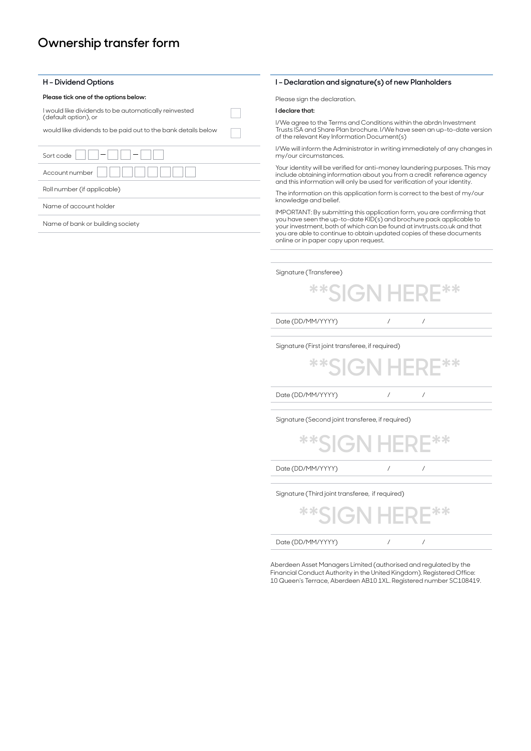# Ownership transfer form

## H – Dividend Options

**Please tick one of the options below:**

I would like dividends to be automatically reinvested (default option), or ☐

would like dividends to be paid out to the bank details below ☐

Sort code ☐☐ – ☐☐ – ☐☐

Account number ☐☐☐☐☐☐☐☐

Roll number (if applicable)

Name of account holder

Name of bank or building society

## I – Declaration and signature(s) of new Planholders

Please sign the declaration.

**I declare that:**

I/We agree to the Terms and Conditions within the abrdn Investment Trusts ISA and Share Plan brochure. I/We have seen an up-to-date version of the relevant Key Information Document(s)

I/We will inform the Administrator in writing immediately of any changes in my/our circumstances.

Your identity will be verified for anti-money laundering purposes. This may include obtaining information about you from a credit reference agency and this information will only be used for verification of your identity.

The information on this application form is correct to the best of my/our knowledge and belief.

IMPORTANT: By submitting this application form, you are confirming that you have seen the up-to-date KID(s) and brochure pack applicable to your investment, both of which can be found at invtrusts.co.uk and that you are able to continue to obtain updated copies of these documents online or in paper copy upon request.

Signature (Transferee)

**SIGN HERE**

Date (DD/MM/YYYY) / /

Signature (First joint transferee, if required)

**SIGN HERE**

Date (DD/MM/YYYY) / /

Signature (Second joint transferee, if required)

**SIGN HERE**

Date (DD/MM/YYYY) / /

Signature (Third joint transferee, if required)

**SIGN HERE**

Date (DD/MM/YYYY) / /

Aberdeen Asset Managers Limited (authorised and regulated by the Financial Conduct Authority in the United Kingdom). Registered Office: 10 Queen's Terrace, Aberdeen AB10 1XL. Registered number SC108419.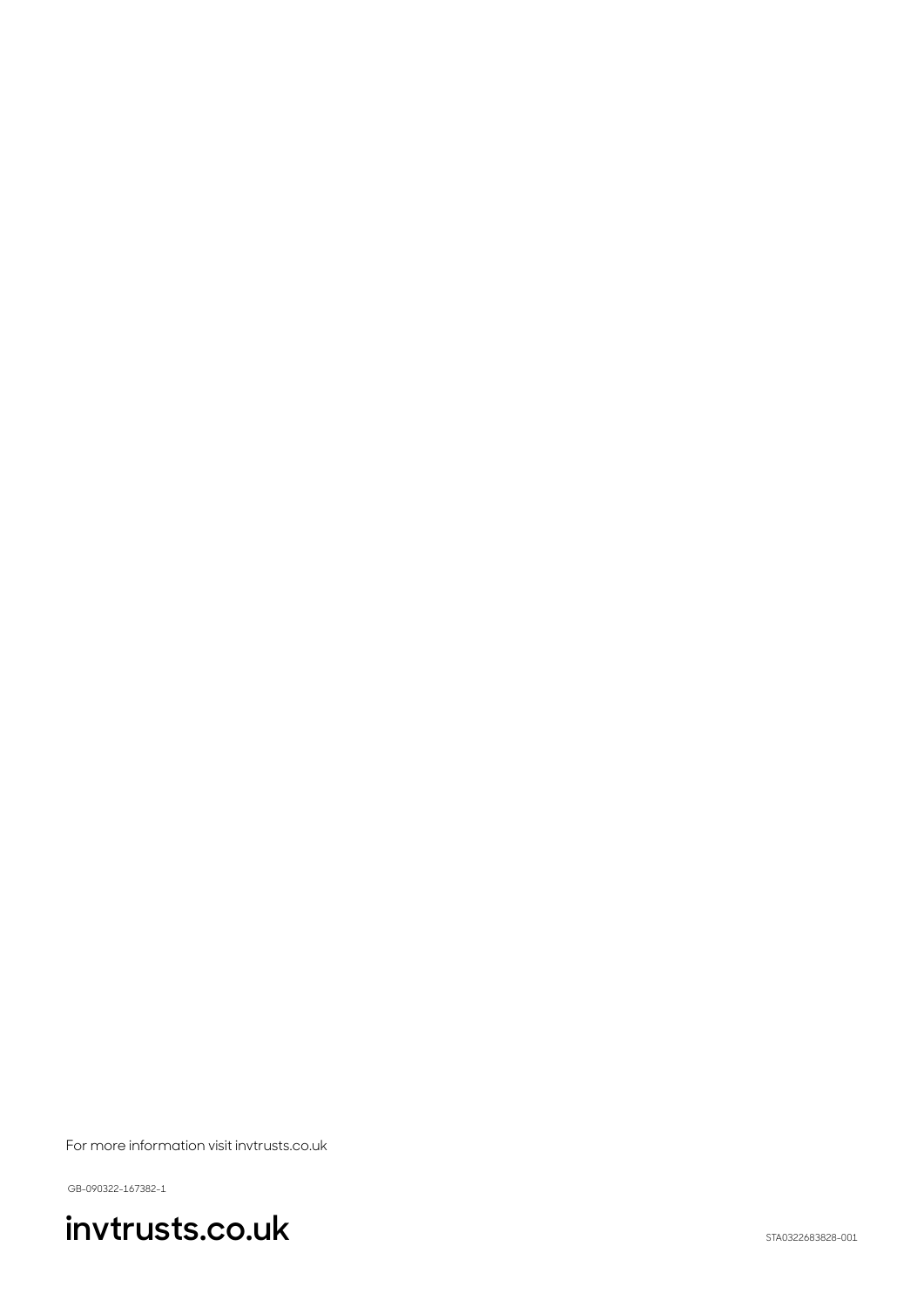For more information visit invtrusts.co.uk

GB-090322-167382-1

**invtrusts.co.uk**

STA0322683828-001